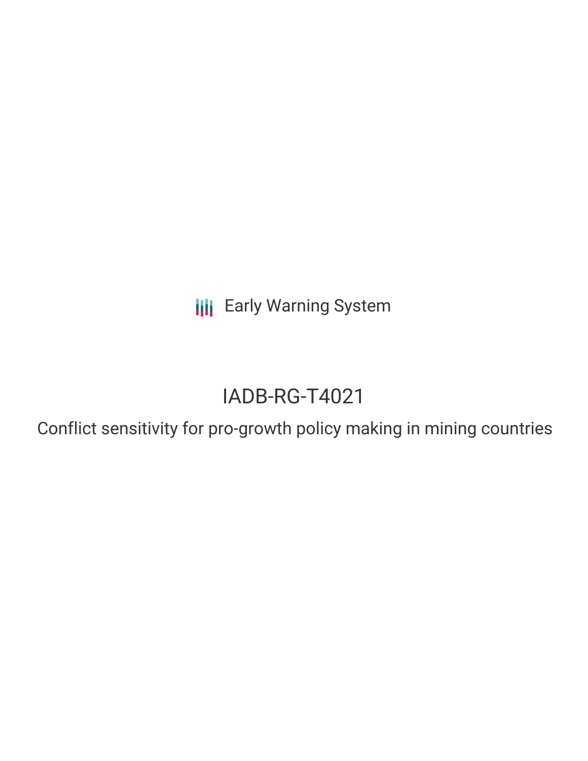Early Warning System

# IADB-RG-T4021

Conflict sensitivity for pro-growth policy making in mining countries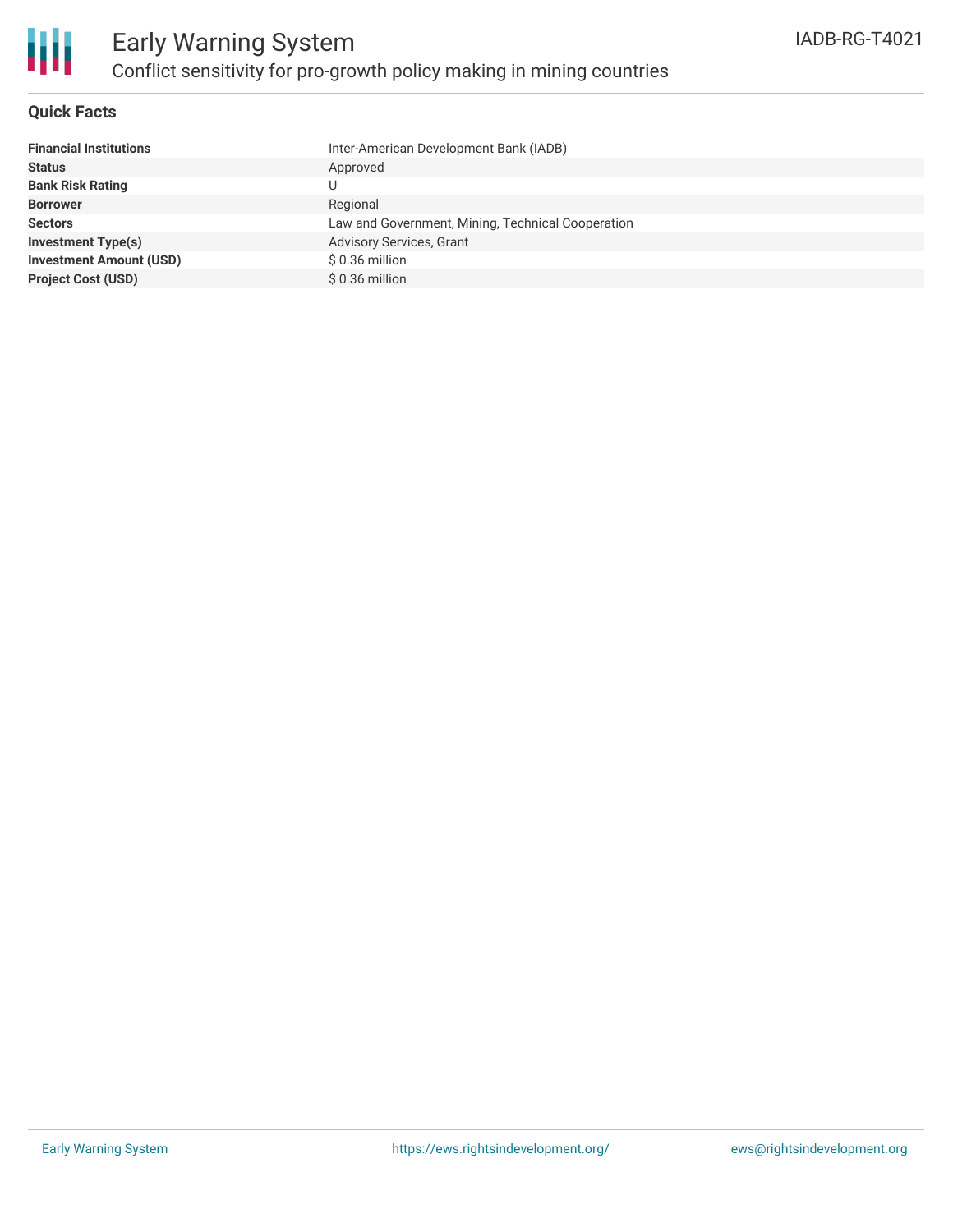# Early Warning System

## Conflict sensitivity for pro-growth policy making in mining countries

IADB-RG-T4021

### Quick Facts

| | |
|---|---|
| **Financial Institutions** | Inter-American Development Bank (IADB) |
| **Status** | Approved |
| **Bank Risk Rating** | U |
| **Borrower** | Regional |
| **Sectors** | Law and Government, Mining, Technical Cooperation |
| **Investment Type(s)** | Advisory Services, Grant |
| **Investment Amount (USD)** | $ 0.36 million |
| **Project Cost (USD)** | $ 0.36 million |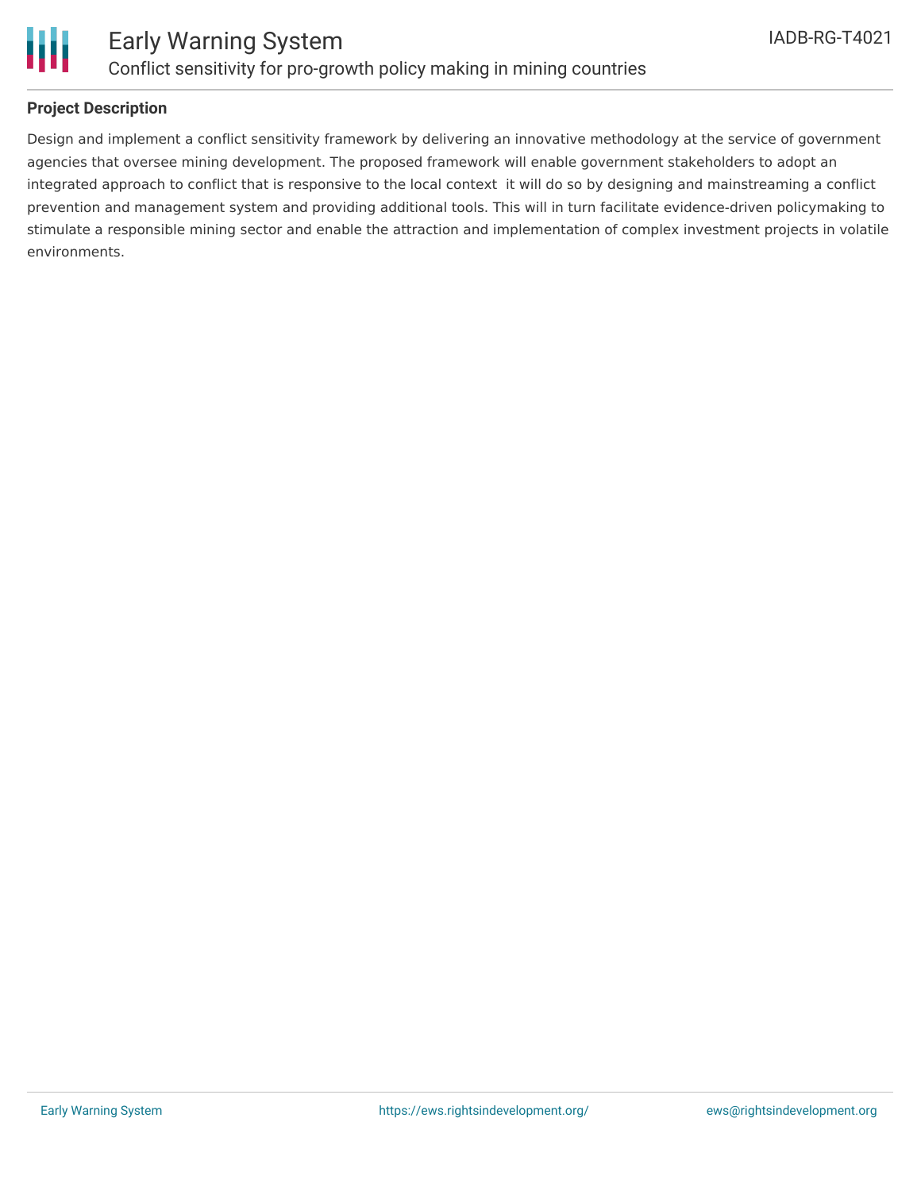## Project Description

Design and implement a conflict sensitivity framework by delivering an innovative methodology at the service of government agencies that oversee mining development. The proposed framework will enable government stakeholders to adopt an integrated approach to conflict that is responsive to the local context  it will do so by designing and mainstreaming a conflict prevention and management system and providing additional tools. This will in turn facilitate evidence-driven policymaking to stimulate a responsible mining sector and enable the attraction and implementation of complex investment projects in volatile environments.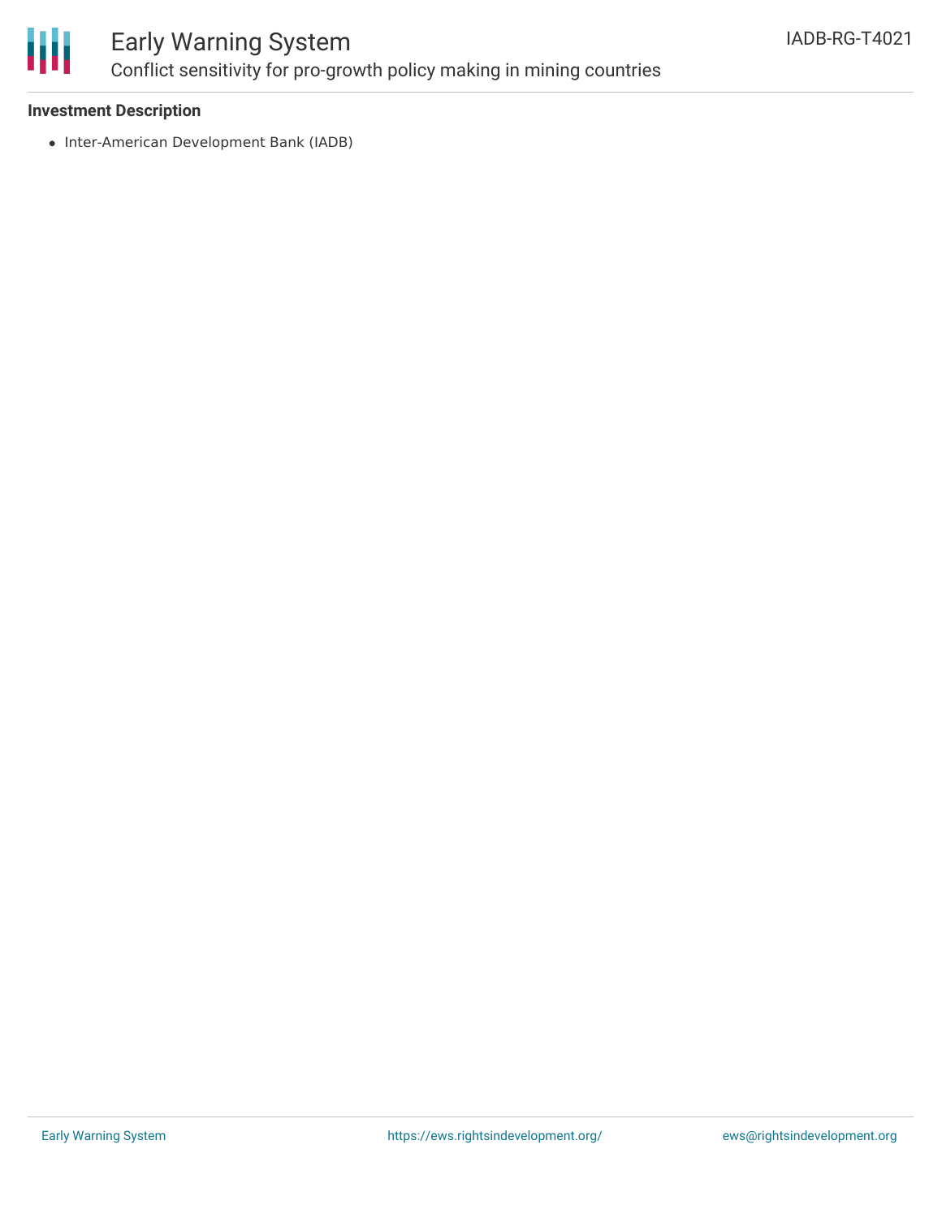**Investment Description**

- Inter-American Development Bank (IADB)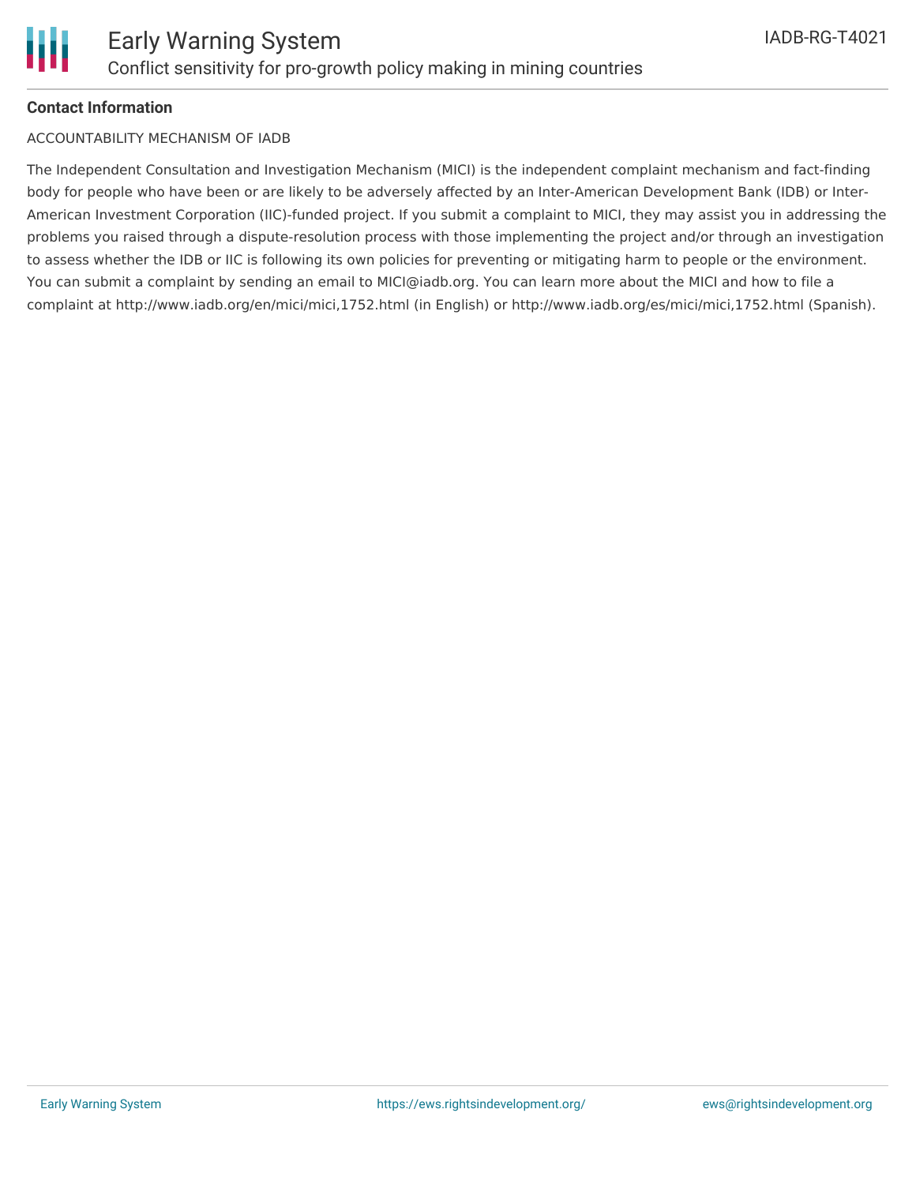**Contact Information**

ACCOUNTABILITY MECHANISM OF IADB

The Independent Consultation and Investigation Mechanism (MICI) is the independent complaint mechanism and fact-finding body for people who have been or are likely to be adversely affected by an Inter-American Development Bank (IDB) or Inter-American Investment Corporation (IIC)-funded project. If you submit a complaint to MICI, they may assist you in addressing the problems you raised through a dispute-resolution process with those implementing the project and/or through an investigation to assess whether the IDB or IIC is following its own policies for preventing or mitigating harm to people or the environment. You can submit a complaint by sending an email to MICI@iadb.org. You can learn more about the MICI and how to file a complaint at http://www.iadb.org/en/mici/mici,1752.html (in English) or http://www.iadb.org/es/mici/mici,1752.html (Spanish).